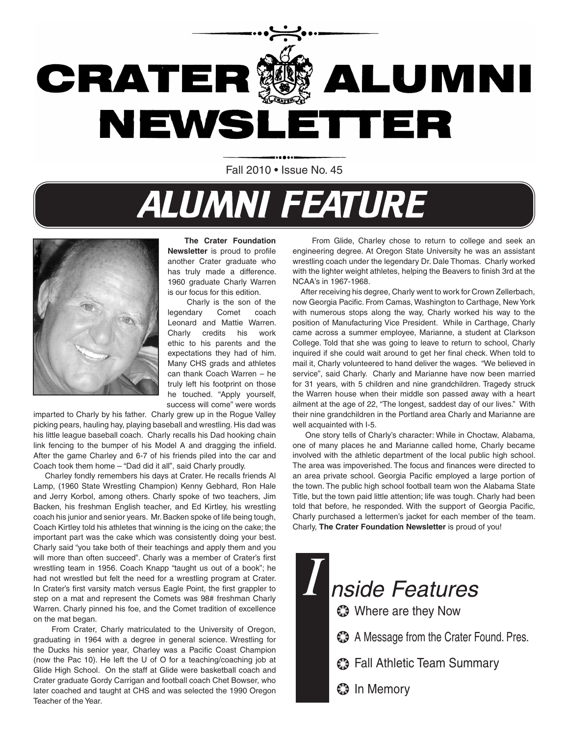# CRATER ALUMNI NEWSLETTER

Fall 2010 • Issue No. 45

## ALUMNI FEATURE

**The Crater Foundation Newsletter** is proud to profile another Crater graduate who has truly made a difference. 1960 graduate Charly Warren is our focus for this edition.

Charly is the son of the legendary Comet coach Leonard and Mattie Warren. Charly credits his work ethic to his parents and the expectations they had of him. Many CHS grads and athletes can thank Coach Warren – he truly left his footprint on those he touched. "Apply yourself, success will come" were words imparted to Charly by his father. Charly grew up in the Rogue Valley picking pears, hauling hay, playing baseball and wrestling. His dad was his little league baseball coach. Charly recalls his Dad hooking chain link fencing to the bumper of his Model A and dragging the infield. After the game Charley and 6-7 of his friends piled into the car and Coach took them home – "Dad did it all", said Charly proudly.

Charley fondly remembers his days at Crater. He recalls friends Al Lamp, (1960 State Wrestling Champion) Kenny Gebhard, Ron Hale and Jerry Korbol, among others. Charly spoke of two teachers, Jim Backen, his freshman English teacher, and Ed Kirtley, his wrestling coach his junior and senior years. Mr. Backen spoke of life being tough, Coach Kirtley told his athletes that winning is the icing on the cake; the important part was the cake which was consistently doing your best. Charly said "you take both of their teachings and apply them and you will more than often succeed". Charly was a member of Crater's first wrestling team in 1956. Coach Knapp "taught us out of a book"; he had not wrestled but felt the need for a wrestling program at Crater. In Crater's first varsity match versus Eagle Point, the first grappler to step on a mat and represent the Comets was 98# freshman Charly Warren. Charly pinned his foe, and the Comet tradition of excellence on the mat began.

From Crater, Charly matriculated to the University of Oregon, graduating in 1964 with a degree in general science. Wrestling for the Ducks his senior year, Charley was a Pacific Coast Champion (now the Pac 10). He left the U of O for a teaching/coaching job at Glide High School. On the staff at Glide were basketball coach and Crater graduate Gordy Carrigan and football coach Chet Bowser, who later coached and taught at CHS and was selected the 1990 Oregon Teacher of the Year.

From Glide, Charley chose to return to college and seek an engineering degree. At Oregon State University he was an assistant wrestling coach under the legendary Dr. Dale Thomas. Charly worked with the lighter weight athletes, helping the Beavers to finish 3rd at the NCAA's in 1967-1968.

After receiving his degree, Charly went to work for Crown Zellerbach, now Georgia Pacific. From Camas, Washington to Carthage, New York with numerous stops along the way, Charly worked his way to the position of Manufacturing Vice President. While in Carthage, Charly came across a summer employee, Marianne, a student at Clarkson College. Told that she was going to leave to return to school, Charly inquired if she could wait around to get her final check. When told to mail it, Charly volunteered to hand deliver the wages. "We believed in service", said Charly. Charly and Marianne have now been married for 31 years, with 5 children and nine grandchildren. Tragedy struck the Warren house when their middle son passed away with a heart ailment at the age of 22, "The longest, saddest day of our lives." With their nine grandchildren in the Portland area Charly and Marianne are well acquainted with I-5.

One story tells of Charly's character: While in Choctaw, Alabama, one of many places he and Marianne called home, Charly became involved with the athletic department of the local public high school. The area was impoverished. The focus and finances were directed to an area private school. Georgia Pacific employed a large portion of the town. The public high school football team won the Alabama State Title, but the town paid little attention; life was tough. Charly had been told that before, he responded. With the support of Georgia Pacific, Charly purchased a lettermen's jacket for each member of the team. Charly, **The Crater Foundation Newsletter** is proud of you!

## Inside Features

- Where are they Now
- A Message from the Crater Found. Pres.
- Fall Athletic Team Summary
- In Memory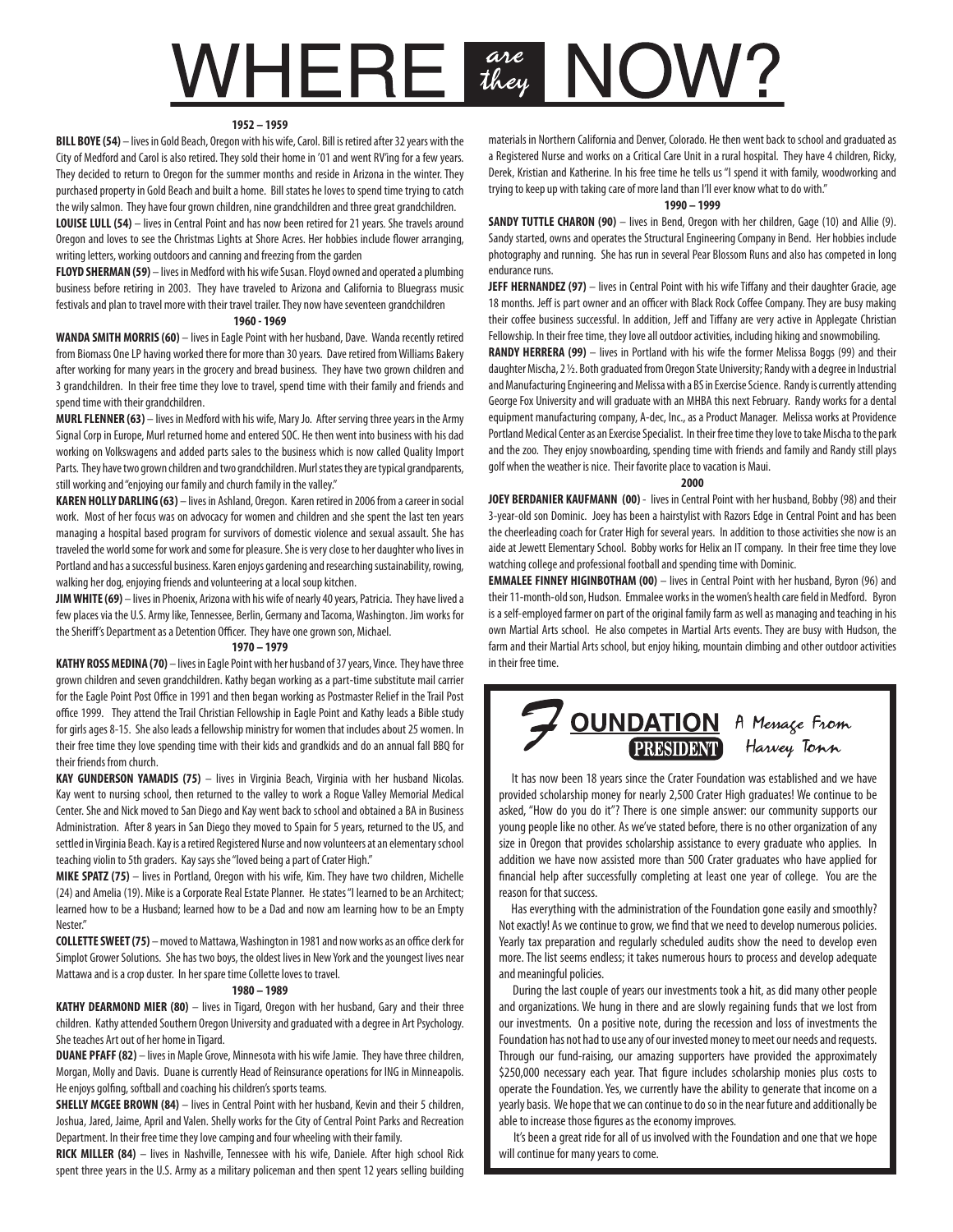# WHERE *are they* NOW?

## 1952 – 1959

**BILL BOYE (54)** – lives in Gold Beach, Oregon with his wife, Carol. Bill is retired after 32 years with the City of Medford and Carol is also retired. They sold their home in '01 and went RV'ing for a few years. They decided to return to Oregon for the summer months and reside in Arizona in the winter. They purchased property in Gold Beach and built a home. Bill states he loves to spend time trying to catch the wily salmon. They have four grown children, nine grandchildren and three great grandchildren.

**LOUISE LULL (54)** – lives in Central Point and has now been retired for 21 years. She travels around Oregon and loves to see the Christmas Lights at Shore Acres. Her hobbies include flower arranging, writing letters, working outdoors and canning and freezing from the garden

**FLOYD SHERMAN (59)** – lives in Medford with his wife Susan. Floyd owned and operated a plumbing business before retiring in 2003. They have traveled to Arizona and California to Bluegrass music festivals and plan to travel more with their travel trailer. They now have seventeen grandchildren

## 1960 - 1969

**WANDA SMITH MORRIS (60)** – lives in Eagle Point with her husband, Dave. Wanda recently retired from Biomass One LP having worked there for more than 30 years. Dave retired from Williams Bakery after working for many years in the grocery and bread business. They have two grown children and 3 grandchildren. In their free time they love to travel, spend time with their family and friends and spend time with their grandchildren.

**MURL FLENNER (63)** – lives in Medford with his wife, Mary Jo. After serving three years in the Army Signal Corp in Europe, Murl returned home and entered SOC. He then went into business with his dad working on Volkswagens and added parts sales to the business which is now called Quality Import Parts. They have two grown children and two grandchildren. Murl states they are typical grandparents, still working and "enjoying our family and church family in the valley."

**KAREN HOLLY DARLING (63)** – lives in Ashland, Oregon. Karen retired in 2006 from a career in social work. Most of her focus was on advocacy for women and children and she spent the last ten years managing a hospital based program for survivors of domestic violence and sexual assault. She has traveled the world some for work and some for pleasure. She is very close to her daughter who lives in Portland and has a successful business. Karen enjoys gardening and researching sustainability, rowing, walking her dog, enjoying friends and volunteering at a local soup kitchen.

**JIM WHITE (69)** – lives in Phoenix, Arizona with his wife of nearly 40 years, Patricia. They have lived a few places via the U.S. Army like, Tennessee, Berlin, Germany and Tacoma, Washington. Jim works for the Sheriff's Department as a Detention Officer. They have one grown son, Michael.

## 1970 – 1979

**KATHY ROSS MEDINA (70)** – lives in Eagle Point with her husband of 37 years, Vince. They have three grown children and seven grandchildren. Kathy began working as a part-time substitute mail carrier for the Eagle Point Post Office in 1991 and then began working as Postmaster Relief in the Trail Post office 1999. They attend the Trail Christian Fellowship in Eagle Point and Kathy leads a Bible study for girls ages 8-15. She also leads a fellowship ministry for women that includes about 25 women. In their free time they love spending time with their kids and grandkids and do an annual fall BBQ for their friends from church.

**KAY GUNDERSON YAMADIS (75)** – lives in Virginia Beach, Virginia with her husband Nicolas. Kay went to nursing school, then returned to the valley to work a Rogue Valley Memorial Medical Center. She and Nick moved to San Diego and Kay went back to school and obtained a BA in Business Administration. After 8 years in San Diego they moved to Spain for 5 years, returned to the US, and settled in Virginia Beach. Kay is a retired Registered Nurse and now volunteers at an elementary school teaching violin to 5th graders. Kay says she "loved being a part of Crater High."

**MIKE SPATZ (75)** – lives in Portland, Oregon with his wife, Kim. They have two children, Michelle (24) and Amelia (19). Mike is a Corporate Real Estate Planner. He states "I learned to be an Architect; learned how to be a Husband; learned how to be a Dad and now am learning how to be an Empty Nester."

**COLLETTE SWEET (75)** – moved to Mattawa, Washington in 1981 and now works as an office clerk for Simplot Grower Solutions. She has two boys, the oldest lives in New York and the youngest lives near Mattawa and is a crop duster. In her spare time Collette loves to travel.

## 1980 – 1989

**KATHY DEARMOND MIER (80)** – lives in Tigard, Oregon with her husband, Gary and their three children. Kathy attended Southern Oregon University and graduated with a degree in Art Psychology. She teaches Art out of her home in Tigard.

**DUANE PFAFF (82)** – lives in Maple Grove, Minnesota with his wife Jamie. They have three children, Morgan, Molly and Davis. Duane is currently Head of Reinsurance operations for ING in Minneapolis. He enjoys golfing, softball and coaching his children's sports teams.

**SHELLY MCGEE BROWN (84)** – lives in Central Point with her husband, Kevin and their 5 children, Joshua, Jared, Jaime, April and Valen. Shelly works for the City of Central Point Parks and Recreation Department. In their free time they love camping and four wheeling with their family.

**RICK MILLER (84)** – lives in Nashville, Tennessee with his wife, Daniele. After high school Rick spent three years in the U.S. Army as a military policeman and then spent 12 years selling building materials in Northern California and Denver, Colorado. He then went back to school and graduated as a Registered Nurse and works on a Critical Care Unit in a rural hospital. They have 4 children, Ricky, Derek, Kristian and Katherine. In his free time he tells us "I spend it with family, woodworking and trying to keep up with taking care of more land than I'll ever know what to do with."

## 1990 – 1999

**SANDY TUTTLE CHARON (90)** – lives in Bend, Oregon with her children, Gage (10) and Allie (9). Sandy started, owns and operates the Structural Engineering Company in Bend. Her hobbies include photography and running. She has run in several Pear Blossom Runs and also has competed in long endurance runs.

**JEFF HERNANDEZ (97)** – lives in Central Point with his wife Tiffany and their daughter Gracie, age 18 months. Jeff is part owner and an officer with Black Rock Coffee Company. They are busy making their coffee business successful. In addition, Jeff and Tiffany are very active in Applegate Christian Fellowship. In their free time, they love all outdoor activities, including hiking and snowmobiling.

**RANDY HERRERA (99)** – lives in Portland with his wife the former Melissa Boggs (99) and their daughter Mischa, 2 ½. Both graduated from Oregon State University; Randy with a degree in Industrial and Manufacturing Engineering and Melissa with a BS in Exercise Science. Randy is currently attending George Fox University and will graduate with an MHBA this next February. Randy works for a dental equipment manufacturing company, A-dec, Inc., as a Product Manager. Melissa works at Providence Portland Medical Center as an Exercise Specialist. In their free time they love to take Mischa to the park and the zoo. They enjoy snowboarding, spending time with friends and family and Randy still plays golf when the weather is nice. Their favorite place to vacation is Maui.

## 2000

**JOEY BERDANIER KAUFMANN (00)** - lives in Central Point with her husband, Bobby (98) and their 3-year-old son Dominic. Joey has been a hairstylist with Razors Edge in Central Point and has been the cheerleading coach for Crater High for several years. In addition to those activities she now is an aide at Jewett Elementary School. Bobby works for Helix an IT company. In their free time they love watching college and professional football and spending time with Dominic.

**EMMALEE FINNEY HIGINBOTHAM (00)** – lives in Central Point with her husband, Byron (96) and their 11-month-old son, Hudson. Emmalee works in the women's health care field in Medford. Byron is a self-employed farmer on part of the original family farm as well as managing and teaching in his own Martial Arts school. He also competes in Martial Arts events. They are busy with Hudson, the farm and their Martial Arts school, but enjoy hiking, mountain climbing and other outdoor activities in their free time.

## FOUNDATION PRESIDENT

### A Message From Harvey Tonn

It has now been 18 years since the Crater Foundation was established and we have provided scholarship money for nearly 2,500 Crater High graduates! We continue to be asked, "How do you do it"? There is one simple answer: our community supports our young people like no other. As we've stated before, there is no other organization of any size in Oregon that provides scholarship assistance to every graduate who applies. In addition we have now assisted more than 500 Crater graduates who have applied for financial help after successfully completing at least one year of college. You are the reason for that success.

Has everything with the administration of the Foundation gone easily and smoothly? Not exactly! As we continue to grow, we find that we need to develop numerous policies. Yearly tax preparation and regularly scheduled audits show the need to develop even more. The list seems endless; it takes numerous hours to process and develop adequate and meaningful policies.

During the last couple of years our investments took a hit, as did many other people and organizations. We hung in there and are slowly regaining funds that we lost from our investments. On a positive note, during the recession and loss of investments the Foundation has not had to use any of our invested money to meet our needs and requests. Through our fund-raising, our amazing supporters have provided the approximately $250,000 necessary each year. That figure includes scholarship monies plus costs to operate the Foundation. Yes, we currently have the ability to generate that income on a yearly basis. We hope that we can continue to do so in the near future and additionally be able to increase those figures as the economy improves.

It's been a great ride for all of us involved with the Foundation and one that we hope will continue for many years to come.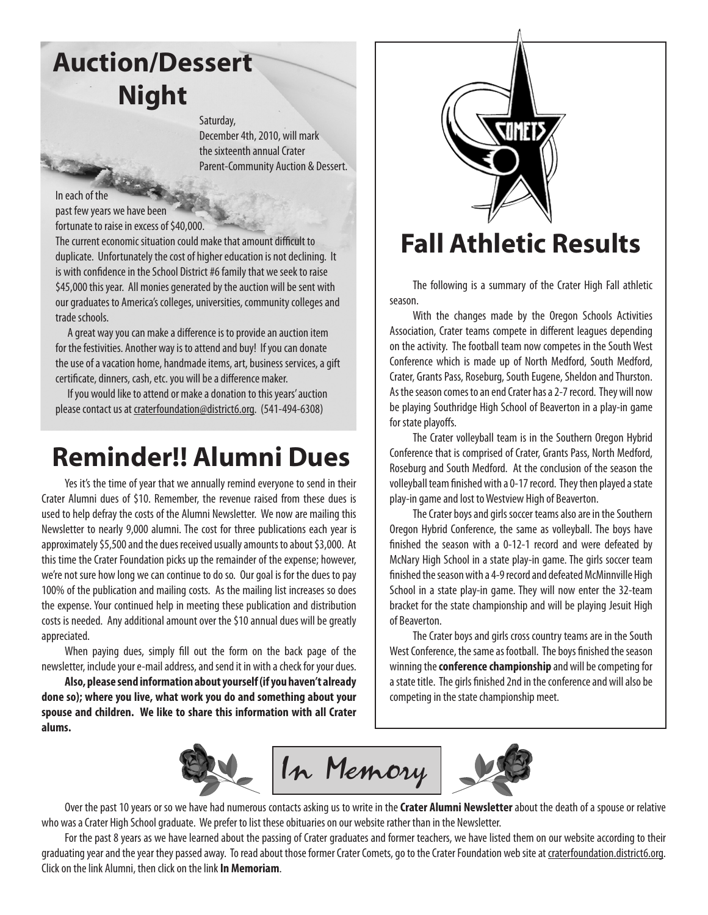# Auction/Dessert Night

Saturday, December 4th, 2010, will mark the sixteenth annual Crater Parent-Community Auction & Dessert.

In each of the past few years we have been fortunate to raise in excess of $40,000. The current economic situation could make that amount difficult to duplicate. Unfortunately the cost of higher education is not declining. It is with confidence in the School District #6 family that we seek to raise $45,000 this year. All monies generated by the auction will be sent with our graduates to America's colleges, universities, community colleges and trade schools.

A great way you can make a difference is to provide an auction item for the festivities. Another way is to attend and buy! If you can donate the use of a vacation home, handmade items, art, business services, a gift certificate, dinners, cash, etc. you will be a difference maker.

If you would like to attend or make a donation to this years' auction please contact us at craterfoundation@district6.org. (541-494-6308)

# Reminder!! Alumni Dues

Yes it's the time of year that we annually remind everyone to send in their Crater Alumni dues of $10. Remember, the revenue raised from these dues is used to help defray the costs of the Alumni Newsletter. We now are mailing this Newsletter to nearly 9,000 alumni. The cost for three publications each year is approximately $5,500 and the dues received usually amounts to about $3,000. At this time the Crater Foundation picks up the remainder of the expense; however, we're not sure how long we can continue to do so. Our goal is for the dues to pay 100% of the publication and mailing costs. As the mailing list increases so does the expense. Your continued help in meeting these publication and distribution costs is needed. Any additional amount over the $10 annual dues will be greatly appreciated.

When paying dues, simply fill out the form on the back page of the newsletter, include your e-mail address, and send it in with a check for your dues.

**Also, please send information about yourself (if you haven't already done so); where you live, what work you do and something about your spouse and children. We like to share this information with all Crater alums.**

# Fall Athletic Results

The following is a summary of the Crater High Fall athletic season.

With the changes made by the Oregon Schools Activities Association, Crater teams compete in different leagues depending on the activity. The football team now competes in the South West Conference which is made up of North Medford, South Medford, Crater, Grants Pass, Roseburg, South Eugene, Sheldon and Thurston. As the season comes to an end Crater has a 2-7 record. They will now be playing Southridge High School of Beaverton in a play-in game for state playoffs.

The Crater volleyball team is in the Southern Oregon Hybrid Conference that is comprised of Crater, Grants Pass, North Medford, Roseburg and South Medford. At the conclusion of the season the volleyball team finished with a 0-17 record. They then played a state play-in game and lost to Westview High of Beaverton.

The Crater boys and girls soccer teams also are in the Southern Oregon Hybrid Conference, the same as volleyball. The boys have finished the season with a 0-12-1 record and were defeated by McNary High School in a state play-in game. The girls soccer team finished the season with a 4-9 record and defeated McMinnville High School in a state play-in game. They will now enter the 32-team bracket for the state championship and will be playing Jesuit High of Beaverton.

The Crater boys and girls cross country teams are in the South West Conference, the same as football. The boys finished the season winning the **conference championship** and will be competing for a state title. The girls finished 2nd in the conference and will also be competing in the state championship meet.

# *In Memory*

Over the past 10 years or so we have had numerous contacts asking us to write in the **Crater Alumni Newsletter** about the death of a spouse or relative who was a Crater High School graduate. We prefer to list these obituaries on our website rather than in the Newsletter.

For the past 8 years as we have learned about the passing of Crater graduates and former teachers, we have listed them on our website according to their graduating year and the year they passed away. To read about those former Crater Comets, go to the Crater Foundation web site at craterfoundation.district6.org. Click on the link Alumni, then click on the link **In Memoriam**.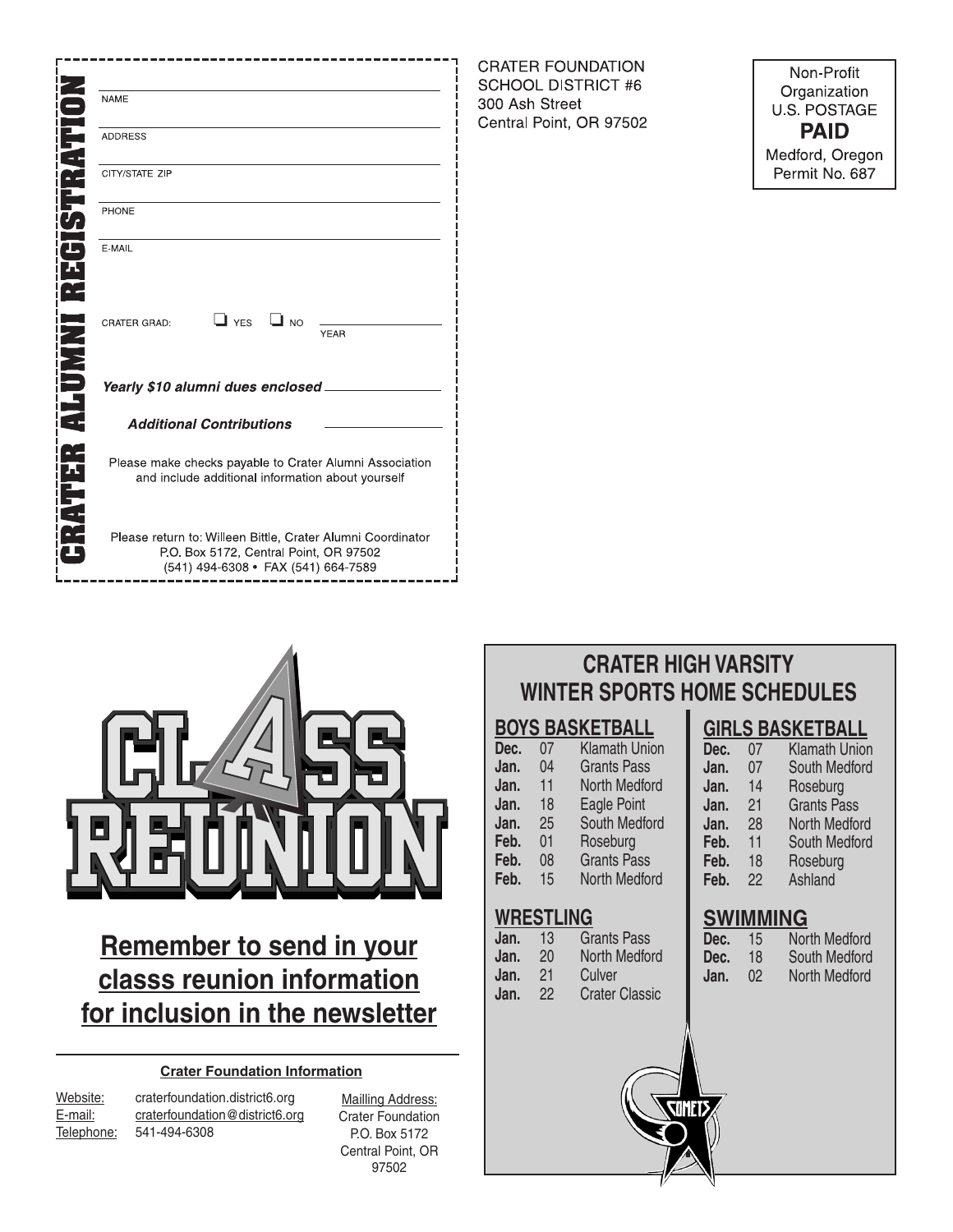## CRATER ALUMNI REGISTRATION

NAME

ADDRESS

CITY/STATE ZIP

PHONE

E-MAIL

CRATER GRAD: ❑ YES ❑ NO ______ YEAR

***Yearly $10 alumni dues enclosed*** ______

***Additional Contributions*** ______

Please make checks payable to Crater Alumni Association and include additional information about yourself

Please return to: Willeen Bittle, Crater Alumni Coordinator
P.O. Box 5172, Central Point, OR 97502
(541) 494-6308 • FAX (541) 664-7589

CRATER FOUNDATION
SCHOOL DISTRICT #6
300 Ash Street
Central Point, OR 97502

Non-Profit
Organization
U.S. POSTAGE
**PAID**
Medford, Oregon
Permit No. 687

CLASS REUNION

## Remember to send in your classs reunion information for inclusion in the newsletter

**Crater Foundation Information**

Website: craterfoundation.district6.org
E-mail: craterfoundation@district6.org
Telephone: 541-494-6308

Mailling Address:
Crater Foundation
P.O. Box 5172
Central Point, OR
97502

## CRATER HIGH VARSITY WINTER SPORTS HOME SCHEDULES

### BOYS BASKETBALL

| | | |
|---|---|---|
| **Dec.** | 07 | Klamath Union |
| **Jan.** | 04 | Grants Pass |
| **Jan.** | 11 | North Medford |
| **Jan.** | 18 | Eagle Point |
| **Jan.** | 25 | South Medford |
| **Feb.** | 01 | Roseburg |
| **Feb.** | 08 | Grants Pass |
| **Feb.** | 15 | North Medford |

### GIRLS BASKETBALL

| | | |
|---|---|---|
| **Dec.** | 07 | Klamath Union |
| **Jan.** | 07 | South Medford |
| **Jan.** | 14 | Roseburg |
| **Jan.** | 21 | Grants Pass |
| **Jan.** | 28 | North Medford |
| **Feb.** | 11 | South Medford |
| **Feb.** | 18 | Roseburg |
| **Feb.** | 22 | Ashland |

### WRESTLING

| | | |
|---|---|---|
| **Jan.** | 13 | Grants Pass |
| **Jan.** | 20 | North Medford |
| **Jan.** | 21 | Culver |
| **Jan.** | 22 | Crater Classic |

### SWIMMING

| | | |
|---|---|---|
| **Dec.** | 15 | North Medford |
| **Dec.** | 18 | South Medford |
| **Jan.** | 02 | North Medford |

COMETS